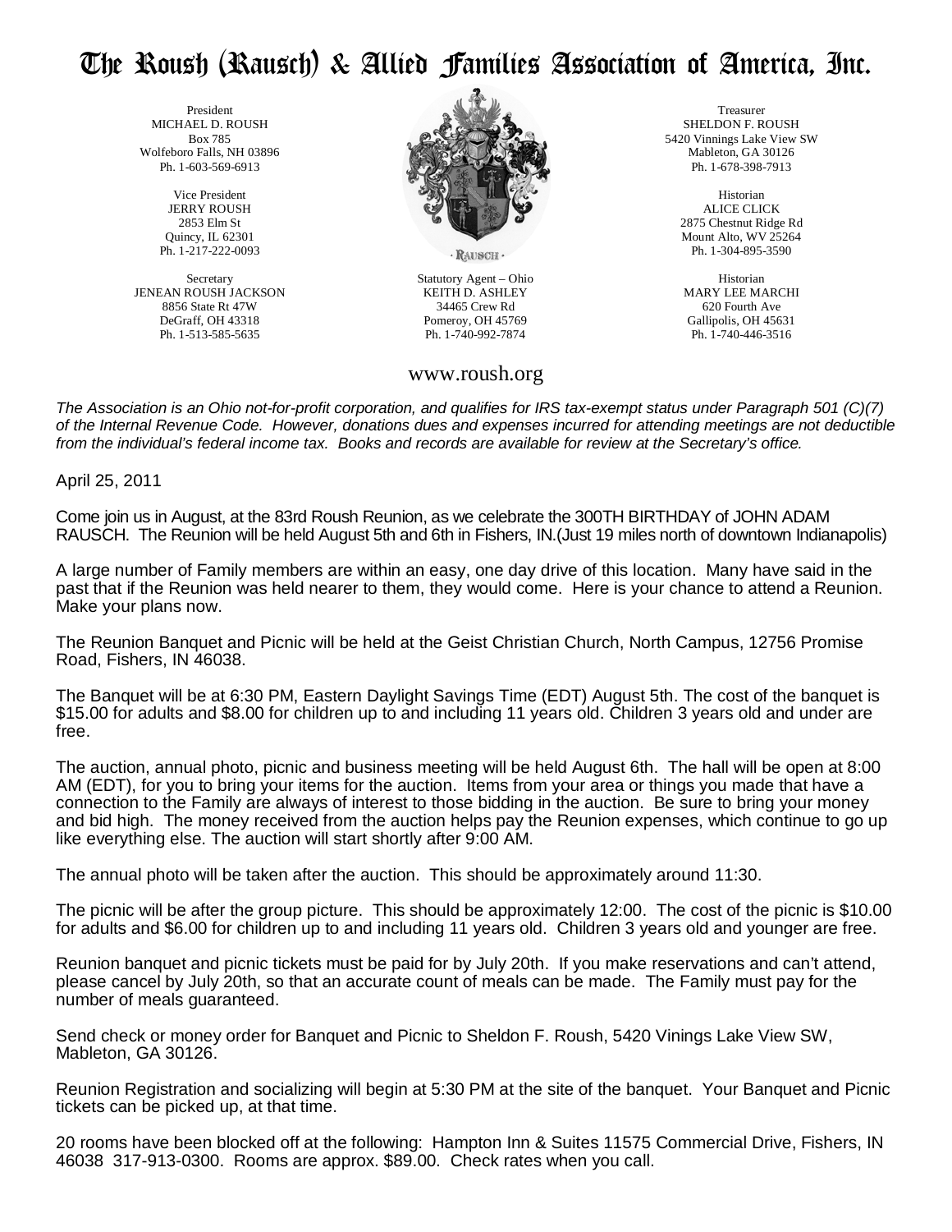# The Roush (Rausch) & Allied Families Association of America, Inc.

President
MICHAEL D. ROUSH
Box 785
Wolfeboro Falls, NH 03896
Ph. 1-603-569-6913

Vice President
JERRY ROUSH
2853 Elm St
Quincy, IL 62301
Ph. 1-217-222-0093

Secretary
JENEAN ROUSH JACKSON
8856 State Rt 47W
DeGraff, OH 43318
Ph. 1-513-585-5635

· RAUSCH ·

Statutory Agent – Ohio
KEITH D. ASHLEY
34465 Crew Rd
Pomeroy, OH 45769
Ph. 1-740-992-7874

Treasurer
SHELDON F. ROUSH
5420 Vinnings Lake View SW
Mableton, GA 30126
Ph. 1-678-398-7913

Historian
ALICE CLICK
2875 Chestnut Ridge Rd
Mount Alto, WV 25264
Ph. 1-304-895-3590

Historian
MARY LEE MARCHI
620 Fourth Ave
Gallipolis, OH 45631
Ph. 1-740-446-3516

www.roush.org

*The Association is an Ohio not-for-profit corporation, and qualifies for IRS tax-exempt status under Paragraph 501 (C)(7) of the Internal Revenue Code. However, donations dues and expenses incurred for attending meetings are not deductible from the individual's federal income tax. Books and records are available for review at the Secretary's office.*

April 25, 2011

Come join us in August, at the 83rd Roush Reunion, as we celebrate the 300TH BIRTHDAY of JOHN ADAM RAUSCH. The Reunion will be held August 5th and 6th in Fishers, IN.(Just 19 miles north of downtown Indianapolis)

A large number of Family members are within an easy, one day drive of this location. Many have said in the past that if the Reunion was held nearer to them, they would come. Here is your chance to attend a Reunion. Make your plans now.

The Reunion Banquet and Picnic will be held at the Geist Christian Church, North Campus, 12756 Promise Road, Fishers, IN 46038.

The Banquet will be at 6:30 PM, Eastern Daylight Savings Time (EDT) August 5th. The cost of the banquet is $15.00 for adults and $8.00 for children up to and including 11 years old. Children 3 years old and under are free.

The auction, annual photo, picnic and business meeting will be held August 6th. The hall will be open at 8:00 AM (EDT), for you to bring your items for the auction. Items from your area or things you made that have a connection to the Family are always of interest to those bidding in the auction. Be sure to bring your money and bid high. The money received from the auction helps pay the Reunion expenses, which continue to go up like everything else. The auction will start shortly after 9:00 AM.

The annual photo will be taken after the auction. This should be approximately around 11:30.

The picnic will be after the group picture. This should be approximately 12:00. The cost of the picnic is $10.00 for adults and $6.00 for children up to and including 11 years old. Children 3 years old and younger are free.

Reunion banquet and picnic tickets must be paid for by July 20th. If you make reservations and can't attend, please cancel by July 20th, so that an accurate count of meals can be made. The Family must pay for the number of meals guaranteed.

Send check or money order for Banquet and Picnic to Sheldon F. Roush, 5420 Vinings Lake View SW, Mableton, GA 30126.

Reunion Registration and socializing will begin at 5:30 PM at the site of the banquet. Your Banquet and Picnic tickets can be picked up, at that time.

20 rooms have been blocked off at the following: Hampton Inn & Suites 11575 Commercial Drive, Fishers, IN 46038 317-913-0300. Rooms are approx. $89.00. Check rates when you call.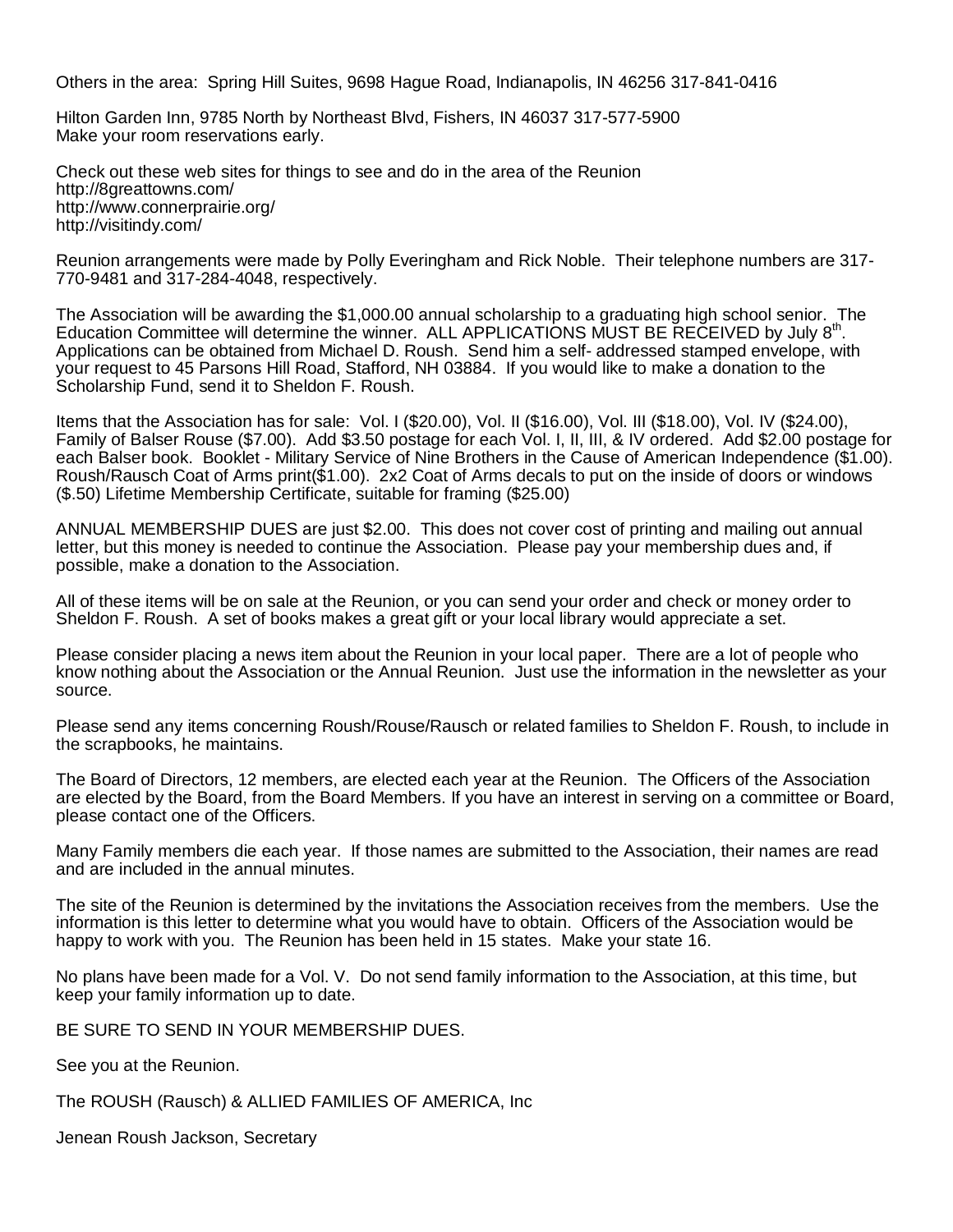Others in the area: Spring Hill Suites, 9698 Hague Road, Indianapolis, IN 46256 317-841-0416

Hilton Garden Inn, 9785 North by Northeast Blvd, Fishers, IN 46037 317-577-5900
Make your room reservations early.

Check out these web sites for things to see and do in the area of the Reunion
http://8greattowns.com/
http://www.connerprairie.org/
http://visitindy.com/

Reunion arrangements were made by Polly Everingham and Rick Noble. Their telephone numbers are 317-770-9481 and 317-284-4048, respectively.

The Association will be awarding the $1,000.00 annual scholarship to a graduating high school senior. The Education Committee will determine the winner. ALL APPLICATIONS MUST BE RECEIVED by July 8th. Applications can be obtained from Michael D. Roush. Send him a self- addressed stamped envelope, with your request to 45 Parsons Hill Road, Stafford, NH 03884. If you would like to make a donation to the Scholarship Fund, send it to Sheldon F. Roush.

Items that the Association has for sale: Vol. I ($20.00), Vol. II ($16.00), Vol. III ($18.00), Vol. IV ($24.00), Family of Balser Rouse ($7.00). Add $3.50 postage for each Vol. I, II, III, & IV ordered. Add $2.00 postage for each Balser book. Booklet - Military Service of Nine Brothers in the Cause of American Independence ($1.00). Roush/Rausch Coat of Arms print($1.00). 2x2 Coat of Arms decals to put on the inside of doors or windows ($.50) Lifetime Membership Certificate, suitable for framing ($25.00)

ANNUAL MEMBERSHIP DUES are just $2.00. This does not cover cost of printing and mailing out annual letter, but this money is needed to continue the Association. Please pay your membership dues and, if possible, make a donation to the Association.

All of these items will be on sale at the Reunion, or you can send your order and check or money order to Sheldon F. Roush. A set of books makes a great gift or your local library would appreciate a set.

Please consider placing a news item about the Reunion in your local paper. There are a lot of people who know nothing about the Association or the Annual Reunion. Just use the information in the newsletter as your source.

Please send any items concerning Roush/Rouse/Rausch or related families to Sheldon F. Roush, to include in the scrapbooks, he maintains.

The Board of Directors, 12 members, are elected each year at the Reunion. The Officers of the Association are elected by the Board, from the Board Members. If you have an interest in serving on a committee or Board, please contact one of the Officers.

Many Family members die each year. If those names are submitted to the Association, their names are read and are included in the annual minutes.

The site of the Reunion is determined by the invitations the Association receives from the members. Use the information is this letter to determine what you would have to obtain. Officers of the Association would be happy to work with you. The Reunion has been held in 15 states. Make your state 16.

No plans have been made for a Vol. V. Do not send family information to the Association, at this time, but keep your family information up to date.

BE SURE TO SEND IN YOUR MEMBERSHIP DUES.

See you at the Reunion.

The ROUSH (Rausch) & ALLIED FAMILIES OF AMERICA, Inc

Jenean Roush Jackson, Secretary